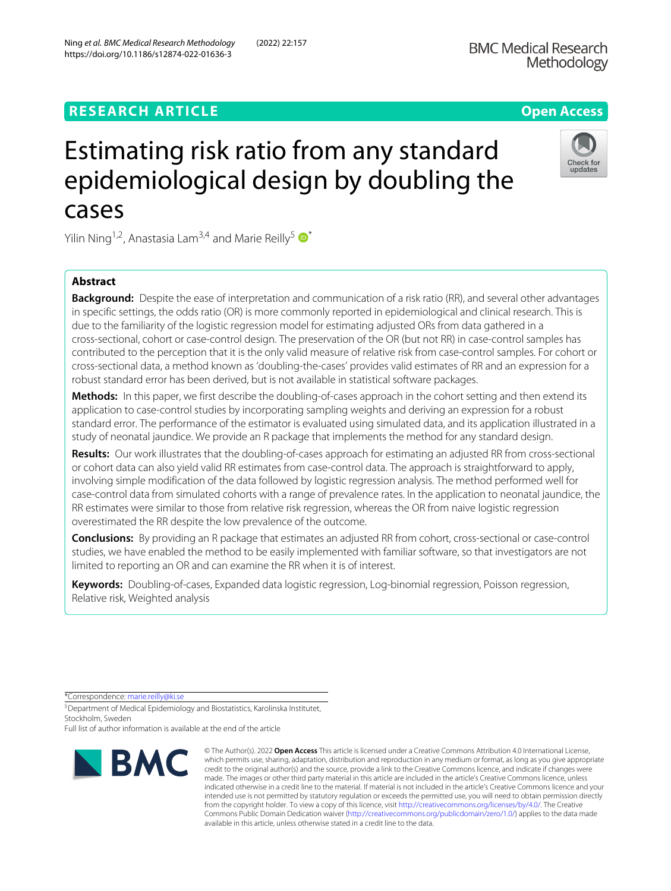RESEARCH ARTICLE

Open Access

# Estimating risk ratio from any standard epidemiological design by doubling the cases

Yilin Ning[1,2], Anastasia Lam[3,4] and Marie Reilly[5*]

## Abstract

**Background:** Despite the ease of interpretation and communication of a risk ratio (RR), and several other advantages in specific settings, the odds ratio (OR) is more commonly reported in epidemiological and clinical research. This is due to the familiarity of the logistic regression model for estimating adjusted ORs from data gathered in a cross-sectional, cohort or case-control design. The preservation of the OR (but not RR) in case-control samples has contributed to the perception that it is the only valid measure of relative risk from case-control samples. For cohort or cross-sectional data, a method known as 'doubling-the-cases' provides valid estimates of RR and an expression for a robust standard error has been derived, but is not available in statistical software packages.

**Methods:** In this paper, we first describe the doubling-of-cases approach in the cohort setting and then extend its application to case-control studies by incorporating sampling weights and deriving an expression for a robust standard error. The performance of the estimator is evaluated using simulated data, and its application illustrated in a study of neonatal jaundice. We provide an R package that implements the method for any standard design.

**Results:** Our work illustrates that the doubling-of-cases approach for estimating an adjusted RR from cross-sectional or cohort data can also yield valid RR estimates from case-control data. The approach is straightforward to apply, involving simple modification of the data followed by logistic regression analysis. The method performed well for case-control data from simulated cohorts with a range of prevalence rates. In the application to neonatal jaundice, the RR estimates were similar to those from relative risk regression, whereas the OR from naive logistic regression overestimated the RR despite the low prevalence of the outcome.

**Conclusions:** By providing an R package that estimates an adjusted RR from cohort, cross-sectional or case-control studies, we have enabled the method to be easily implemented with familiar software, so that investigators are not limited to reporting an OR and can examine the RR when it is of interest.

**Keywords:** Doubling-of-cases, Expanded data logistic regression, Log-binomial regression, Poisson regression, Relative risk, Weighted analysis

*Correspondence: marie.reilly@ki.se

[5]Department of Medical Epidemiology and Biostatistics, Karolinska Institutet, Stockholm, Sweden

Full list of author information is available at the end of the article

© The Author(s). 2022 **Open Access** This article is licensed under a Creative Commons Attribution 4.0 International License, which permits use, sharing, adaptation, distribution and reproduction in any medium or format, as long as you give appropriate credit to the original author(s) and the source, provide a link to the Creative Commons licence, and indicate if changes were made. The images or other third party material in this article are included in the article's Creative Commons licence, unless indicated otherwise in a credit line to the material. If material is not included in the article's Creative Commons licence and your intended use is not permitted by statutory regulation or exceeds the permitted use, you will need to obtain permission directly from the copyright holder. To view a copy of this licence, visit http://creativecommons.org/licenses/by/4.0/. The Creative Commons Public Domain Dedication waiver (http://creativecommons.org/publicdomain/zero/1.0/) applies to the data made available in this article, unless otherwise stated in a credit line to the data.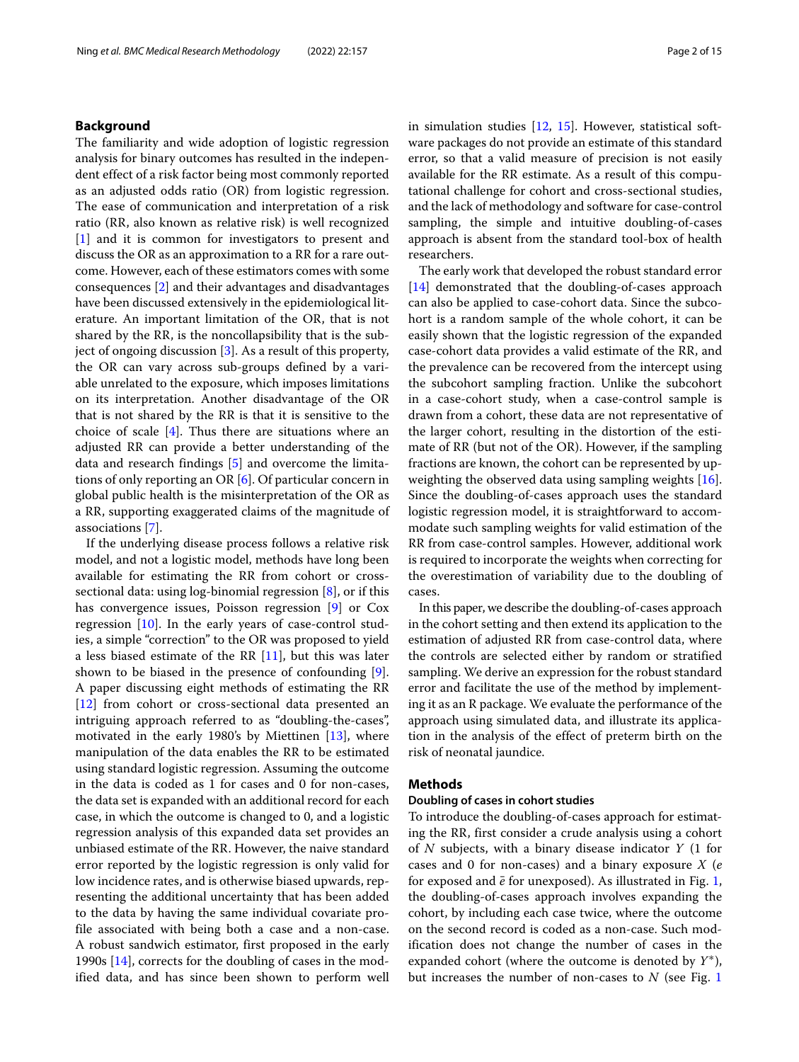## Background

The familiarity and wide adoption of logistic regression analysis for binary outcomes has resulted in the independent effect of a risk factor being most commonly reported as an adjusted odds ratio (OR) from logistic regression. The ease of communication and interpretation of a risk ratio (RR, also known as relative risk) is well recognized [1] and it is common for investigators to present and discuss the OR as an approximation to a RR for a rare outcome. However, each of these estimators comes with some consequences [2] and their advantages and disadvantages have been discussed extensively in the epidemiological literature. An important limitation of the OR, that is not shared by the RR, is the noncollapsibility that is the subject of ongoing discussion [3]. As a result of this property, the OR can vary across sub-groups defined by a variable unrelated to the exposure, which imposes limitations on its interpretation. Another disadvantage of the OR that is not shared by the RR is that it is sensitive to the choice of scale [4]. Thus there are situations where an adjusted RR can provide a better understanding of the data and research findings [5] and overcome the limitations of only reporting an OR [6]. Of particular concern in global public health is the misinterpretation of the OR as a RR, supporting exaggerated claims of the magnitude of associations [7].

If the underlying disease process follows a relative risk model, and not a logistic model, methods have long been available for estimating the RR from cohort or cross-sectional data: using log-binomial regression [8], or if this has convergence issues, Poisson regression [9] or Cox regression [10]. In the early years of case-control studies, a simple "correction" to the OR was proposed to yield a less biased estimate of the RR [11], but this was later shown to be biased in the presence of confounding [9]. A paper discussing eight methods of estimating the RR [12] from cohort or cross-sectional data presented an intriguing approach referred to as "doubling-the-cases", motivated in the early 1980's by Miettinen [13], where manipulation of the data enables the RR to be estimated using standard logistic regression. Assuming the outcome in the data is coded as 1 for cases and 0 for non-cases, the data set is expanded with an additional record for each case, in which the outcome is changed to 0, and a logistic regression analysis of this expanded data set provides an unbiased estimate of the RR. However, the naive standard error reported by the logistic regression is only valid for low incidence rates, and is otherwise biased upwards, representing the additional uncertainty that has been added to the data by having the same individual covariate profile associated with being both a case and a non-case. A robust sandwich estimator, first proposed in the early 1990s [14], corrects for the doubling of cases in the modified data, and has since been shown to perform well in simulation studies [12, 15]. However, statistical software packages do not provide an estimate of this standard error, so that a valid measure of precision is not easily available for the RR estimate. As a result of this computational challenge for cohort and cross-sectional studies, and the lack of methodology and software for case-control sampling, the simple and intuitive doubling-of-cases approach is absent from the standard tool-box of health researchers.

The early work that developed the robust standard error [14] demonstrated that the doubling-of-cases approach can also be applied to case-cohort data. Since the subcohort is a random sample of the whole cohort, it can be easily shown that the logistic regression of the expanded case-cohort data provides a valid estimate of the RR, and the prevalence can be recovered from the intercept using the subcohort sampling fraction. Unlike the subcohort in a case-cohort study, when a case-control sample is drawn from a cohort, these data are not representative of the larger cohort, resulting in the distortion of the estimate of RR (but not of the OR). However, if the sampling fractions are known, the cohort can be represented by up-weighting the observed data using sampling weights [16]. Since the doubling-of-cases approach uses the standard logistic regression model, it is straightforward to accommodate such sampling weights for valid estimation of the RR from case-control samples. However, additional work is required to incorporate the weights when correcting for the overestimation of variability due to the doubling of cases.

In this paper, we describe the doubling-of-cases approach in the cohort setting and then extend its application to the estimation of adjusted RR from case-control data, where the controls are selected either by random or stratified sampling. We derive an expression for the robust standard error and facilitate the use of the method by implementing it as an R package. We evaluate the performance of the approach using simulated data, and illustrate its application in the analysis of the effect of preterm birth on the risk of neonatal jaundice.

## Methods

### Doubling of cases in cohort studies

To introduce the doubling-of-cases approach for estimating the RR, first consider a crude analysis using a cohort of $N$ subjects, with a binary disease indicator $Y$ (1 for cases and 0 for non-cases) and a binary exposure $X$ ($e$ for exposed and $\bar{e}$ for unexposed). As illustrated in Fig. 1, the doubling-of-cases approach involves expanding the cohort, by including each case twice, where the outcome on the second record is coded as a non-case. Such modification does not change the number of cases in the expanded cohort (where the outcome is denoted by $Y^{*}$), but increases the number of non-cases to $N$ (see Fig. 1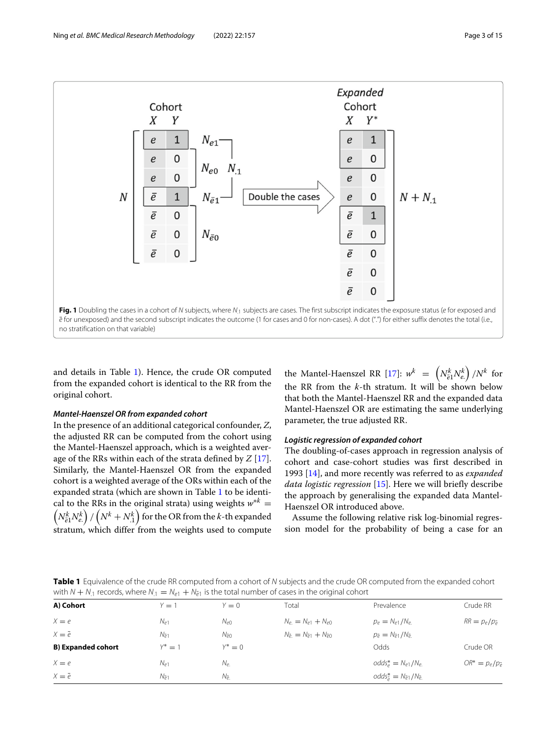Fig. 1 Doubling the cases in a cohort of $N$ subjects, where $N_{.1}$ subjects are cases. The first subscript indicates the exposure status ($e$ for exposed and $\bar{e}$ for unexposed) and the second subscript indicates the outcome (1 for cases and 0 for non-cases). A dot (".") for either suffix denotes the total (i.e., no stratification on that variable)

and details in Table 1). Hence, the crude OR computed from the expanded cohort is identical to the RR from the original cohort.

### *Mantel-Haenszel OR from expanded cohort*

In the presence of an additional categorical confounder, $Z$, the adjusted RR can be computed from the cohort using the Mantel-Haenszel approach, which is a weighted average of the RRs within each of the strata defined by $Z$ [17]. Similarly, the Mantel-Haenszel OR from the expanded cohort is a weighted average of the ORs within each of the expanded strata (which are shown in Table 1 to be identical to the RRs in the original strata) using weights $w^{*k} = \left(N^k_{\bar{e}1}N^k_{e.}\right) / \left(N^k + N^k_{.1}\right)$ for the OR from the $k$-th expanded stratum, which differ from the weights used to compute the Mantel-Haenszel RR [17]: $w^k = \left(N^k_{\bar{e}1}N^k_{e.}\right) / N^k$ for the RR from the $k$-th stratum. It will be shown below that both the Mantel-Haenszel RR and the expanded data Mantel-Haenszel OR are estimating the same underlying parameter, the true adjusted RR.

### *Logistic regression of expanded cohort*

The doubling-of-cases approach in regression analysis of cohort and case-cohort studies was first described in 1993 [14], and more recently was referred to as *expanded data logistic regression* [15]. Here we will briefly describe the approach by generalising the expanded data Mantel-Haenszel OR introduced above.

Assume the following relative risk log-binomial regression model for the probability of being a case for an

**Table 1** Equivalence of the crude RR computed from a cohort of $N$ subjects and the crude OR computed from the expanded cohort with $N + N_{.1}$ records, where $N_{.1} = N_{e1} + N_{\bar{e}1}$ is the total number of cases in the original cohort

| **A) Cohort** | $Y = 1$ | $Y = 0$ | Total | Prevalence | Crude RR |
|---|---|---|---|---|---|
| $X = e$ | $N_{e1}$ | $N_{e0}$ | $N_{e.} = N_{e1} + N_{e0}$ | $p_e = N_{e1}/N_{e.}$ | $RR = p_e/p_{\bar{e}}$ |
| $X = \bar{e}$ | $N_{\bar{e}1}$ | $N_{\bar{e}0}$ | $N_{\bar{e}.} = N_{\bar{e}1} + N_{\bar{e}0}$ | $p_{\bar{e}} = N_{\bar{e}1}/N_{\bar{e}.}$ | |
| **B) Expanded cohort** | $Y^* = 1$ | $Y^* = 0$ | | Odds | Crude OR |
| $X = e$ | $N_{e1}$ | $N_{e.}$ | | $odds^*_e = N_{e1}/N_{e.}$ | $OR^* = p_e/p_{\bar{e}}$ |
| $X = \bar{e}$ | $N_{\bar{e}1}$ | $N_{\bar{e}.}$ | | $odds^*_{\bar{e}} = N_{\bar{e}1}/N_{\bar{e}.}$ | |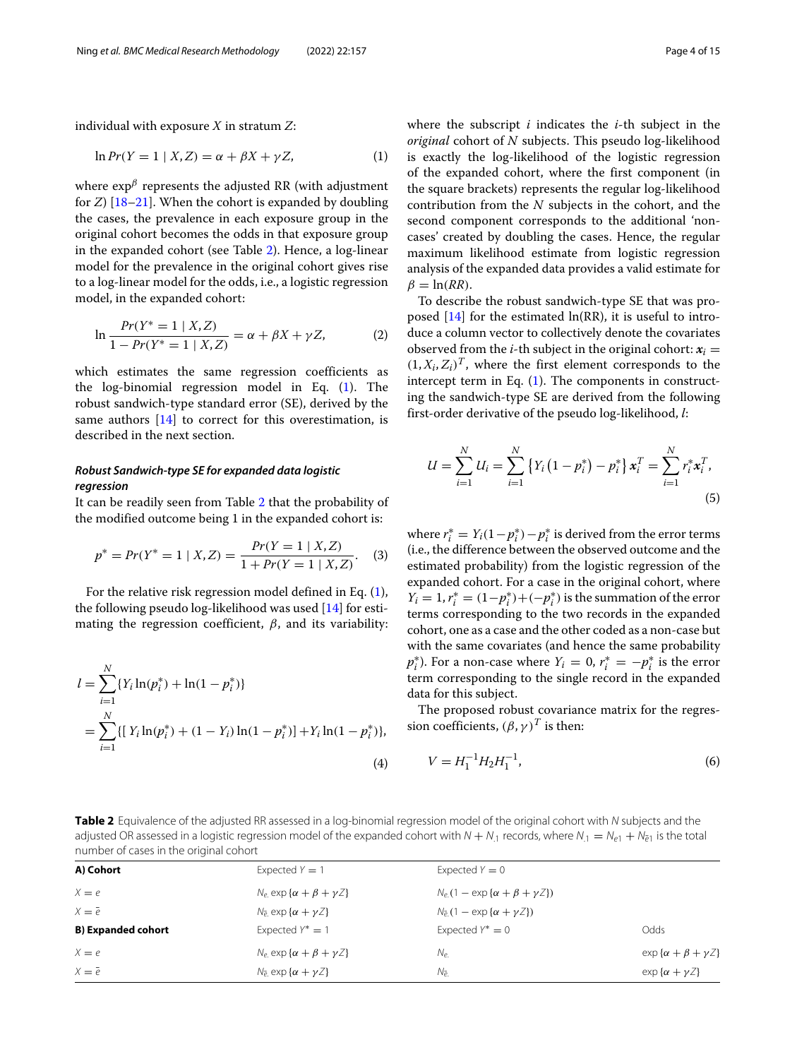individual with exposure $X$ in stratum $Z$:

$$\ln Pr(Y = 1 \mid X, Z) = \alpha + \beta X + \gamma Z, \tag{1}$$

where $\exp^{\beta}$ represents the adjusted RR (with adjustment for $Z$) [18–21]. When the cohort is expanded by doubling the cases, the prevalence in each exposure group in the original cohort becomes the odds in that exposure group in the expanded cohort (see Table 2). Hence, a log-linear model for the prevalence in the original cohort gives rise to a log-linear model for the odds, i.e., a logistic regression model, in the expanded cohort:

$$\ln \frac{Pr(Y^{*} = 1 \mid X, Z)}{1 - Pr(Y^{*} = 1 \mid X, Z)} = \alpha + \beta X + \gamma Z, \tag{2}$$

which estimates the same regression coefficients as the log-binomial regression model in Eq. (1). The robust sandwich-type standard error (SE), derived by the same authors [14] to correct for this overestimation, is described in the next section.

### *Robust Sandwich-type SE for expanded data logistic regression*

It can be readily seen from Table 2 that the probability of the modified outcome being 1 in the expanded cohort is:

$$p^{*} = Pr(Y^{*} = 1 \mid X, Z) = \frac{Pr(Y = 1 \mid X, Z)}{1 + Pr(Y = 1 \mid X, Z)}. \tag{3}$$

For the relative risk regression model defined in Eq. (1), the following pseudo log-likelihood was used [14] for estimating the regression coefficient, $\beta$, and its variability:

$$\begin{aligned} l &= \sum_{i=1}^{N} \{ Y_i \ln(p_i^{*}) + \ln(1 - p_i^{*}) \} \\ &= \sum_{i=1}^{N} \{ [\, Y_i \ln(p_i^{*}) + (1 - Y_i) \ln(1 - p_i^{*}) ] + Y_i \ln(1 - p_i^{*}) \}, \end{aligned} \tag{4}$$

where the subscript $i$ indicates the $i$-th subject in the *original* cohort of $N$ subjects. This pseudo log-likelihood is exactly the log-likelihood of the logistic regression of the expanded cohort, where the first component (in the square brackets) represents the regular log-likelihood contribution from the $N$ subjects in the cohort, and the second component corresponds to the additional 'non-cases' created by doubling the cases. Hence, the regular maximum likelihood estimate from logistic regression analysis of the expanded data provides a valid estimate for $\beta = \ln(RR)$.

To describe the robust sandwich-type SE that was proposed [14] for the estimated ln(RR), it is useful to introduce a column vector to collectively denote the covariates observed from the $i$-th subject in the original cohort: $\boldsymbol{x}_i = (1, X_i, Z_i)^T$, where the first element corresponds to the intercept term in Eq. (1). The components in constructing the sandwich-type SE are derived from the following first-order derivative of the pseudo log-likelihood, $l$:

$$U = \sum_{i=1}^{N} U_i = \sum_{i=1}^{N} \left\{ Y_i \left(1 - p_i^{*}\right) - p_i^{*} \right\} \boldsymbol{x}_i^T = \sum_{i=1}^{N} r_i^{*} \boldsymbol{x}_i^T, \tag{5}$$

where $r_i^{*} = Y_i(1 - p_i^{*}) - p_i^{*}$ is derived from the error terms (i.e., the difference between the observed outcome and the estimated probability) from the logistic regression of the expanded cohort. For a case in the original cohort, where $Y_i = 1, r_i^{*} = (1 - p_i^{*}) + (-p_i^{*})$ is the summation of the error terms corresponding to the two records in the expanded cohort, one as a case and the other coded as a non-case but with the same covariates (and hence the same probability $p_i^{*}$). For a non-case where $Y_i = 0$, $r_i^{*} = -p_i^{*}$ is the error term corresponding to the single record in the expanded data for this subject.

The proposed robust covariance matrix for the regression coefficients, $(\beta, \gamma)^T$ is then:

$$V = H_1^{-1} H_2 H_1^{-1}, \tag{6}$$

**Table 2** Equivalence of the adjusted RR assessed in a log-binomial regression model of the original cohort with $N$ subjects and the adjusted OR assessed in a logistic regression model of the expanded cohort with $N + N_{.1}$ records, where $N_{.1} = N_{e1} + N_{\bar{e}1}$ is the total number of cases in the original cohort

| **A) Cohort** | Expected $Y = 1$ | Expected $Y = 0$ | |
|---|---|---|---|
| $X = e$ | $N_{e.} \exp\{\alpha + \beta + \gamma Z\}$ | $N_{e.}(1 - \exp\{\alpha + \beta + \gamma Z\})$ | |
| $X = \bar{e}$ | $N_{\bar{e}.} \exp\{\alpha + \gamma Z\}$ | $N_{\bar{e}.}(1 - \exp\{\alpha + \gamma Z\})$ | |
| **B) Expanded cohort** | Expected $Y^{*} = 1$ | Expected $Y^{*} = 0$ | Odds |
| $X = e$ | $N_{e.} \exp\{\alpha + \beta + \gamma Z\}$ | $N_{e.}$ | $\exp\{\alpha + \beta + \gamma Z\}$ |
| $X = \bar{e}$ | $N_{\bar{e}.} \exp\{\alpha + \gamma Z\}$ | $N_{\bar{e}.}$ | $\exp\{\alpha + \gamma Z\}$ |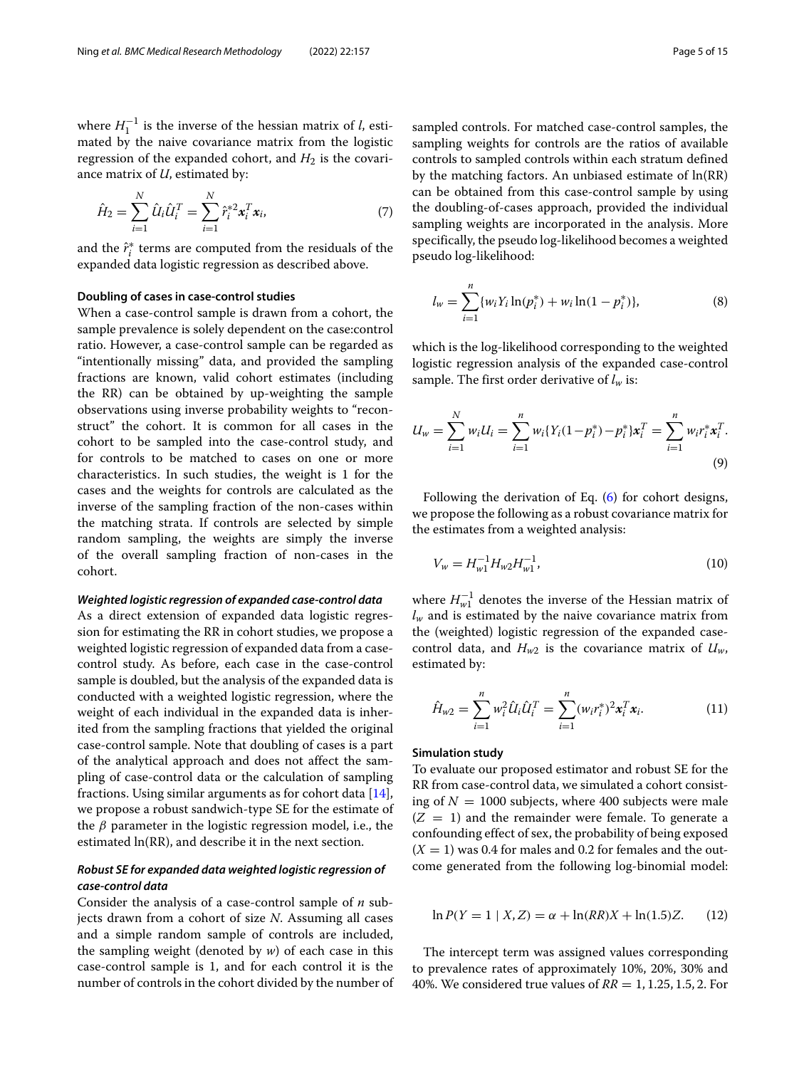where $H_1^{-1}$ is the inverse of the hessian matrix of $l$, estimated by the naive covariance matrix from the logistic regression of the expanded cohort, and $H_2$ is the covariance matrix of $U$, estimated by:

$$\hat{H}_2 = \sum_{i=1}^{N} \hat{U}_i \hat{U}_i^T = \sum_{i=1}^{N} \hat{r}_i^{*2} \boldsymbol{x}_i^T \boldsymbol{x}_i, \tag{7}$$

and the $\hat{r}_i^*$ terms are computed from the residuals of the expanded data logistic regression as described above.

#### Doubling of cases in case-control studies

When a case-control sample is drawn from a cohort, the sample prevalence is solely dependent on the case:control ratio. However, a case-control sample can be regarded as "intentionally missing" data, and provided the sampling fractions are known, valid cohort estimates (including the RR) can be obtained by up-weighting the sample observations using inverse probability weights to "reconstruct" the cohort. It is common for all cases in the cohort to be sampled into the case-control study, and for controls to be matched to cases on one or more characteristics. In such studies, the weight is 1 for the cases and the weights for controls are calculated as the inverse of the sampling fraction of the non-cases within the matching strata. If controls are selected by simple random sampling, the weights are simply the inverse of the overall sampling fraction of non-cases in the cohort.

##### *Weighted logistic regression of expanded case-control data*

As a direct extension of expanded data logistic regression for estimating the RR in cohort studies, we propose a weighted logistic regression of expanded data from a case-control study. As before, each case in the case-control sample is doubled, but the analysis of the expanded data is conducted with a weighted logistic regression, where the weight of each individual in the expanded data is inherited from the sampling fractions that yielded the original case-control sample. Note that doubling of cases is a part of the analytical approach and does not affect the sampling of case-control data or the calculation of sampling fractions. Using similar arguments as for cohort data [14], we propose a robust sandwich-type SE for the estimate of the $\beta$ parameter in the logistic regression model, i.e., the estimated ln(RR), and describe it in the next section.

##### *Robust SE for expanded data weighted logistic regression of case-control data*

Consider the analysis of a case-control sample of $n$ subjects drawn from a cohort of size $N$. Assuming all cases and a simple random sample of controls are included, the sampling weight (denoted by $w$) of each case in this case-control sample is 1, and for each control it is the number of controls in the cohort divided by the number of sampled controls. For matched case-control samples, the sampling weights for controls are the ratios of available controls to sampled controls within each stratum defined by the matching factors. An unbiased estimate of ln(RR) can be obtained from this case-control sample by using the doubling-of-cases approach, provided the individual sampling weights are incorporated in the analysis. More specifically, the pseudo log-likelihood becomes a weighted pseudo log-likelihood:

$$l_w = \sum_{i=1}^{n} \{ w_i Y_i \ln(p_i^*) + w_i \ln(1 - p_i^*) \}, \tag{8}$$

which is the log-likelihood corresponding to the weighted logistic regression analysis of the expanded case-control sample. The first order derivative of $l_w$ is:

$$U_w = \sum_{i=1}^{N} w_i U_i = \sum_{i=1}^{n} w_i \{ Y_i (1 - p_i^*) - p_i^* \} \boldsymbol{x}_i^T = \sum_{i=1}^{n} w_i r_i^* \boldsymbol{x}_i^T. \tag{9}$$

Following the derivation of Eq. (6) for cohort designs, we propose the following as a robust covariance matrix for the estimates from a weighted analysis:

$$V_w = H_{w1}^{-1} H_{w2} H_{w1}^{-1}, \tag{10}$$

where $H_{w1}^{-1}$ denotes the inverse of the Hessian matrix of $l_w$ and is estimated by the naive covariance matrix from the (weighted) logistic regression of the expanded case-control data, and $H_{w2}$ is the covariance matrix of $U_w$, estimated by:

$$\hat{H}_{w2} = \sum_{i=1}^{n} w_i^2 \hat{U}_i \hat{U}_i^T = \sum_{i=1}^{n} (w_i r_i^*)^2 \boldsymbol{x}_i^T \boldsymbol{x}_i. \tag{11}$$

#### Simulation study

To evaluate our proposed estimator and robust SE for the RR from case-control data, we simulated a cohort consisting of $N = 1000$ subjects, where 400 subjects were male $(Z = 1)$ and the remainder were female. To generate a confounding effect of sex, the probability of being exposed $(X = 1)$ was 0.4 for males and 0.2 for females and the outcome generated from the following log-binomial model:

$$\ln P(Y = 1 \mid X, Z) = \alpha + \ln(RR)X + \ln(1.5)Z. \tag{12}$$

The intercept term was assigned values corresponding to prevalence rates of approximately 10%, 20%, 30% and 40%. We considered true values of $RR = 1, 1.25, 1.5, 2$. For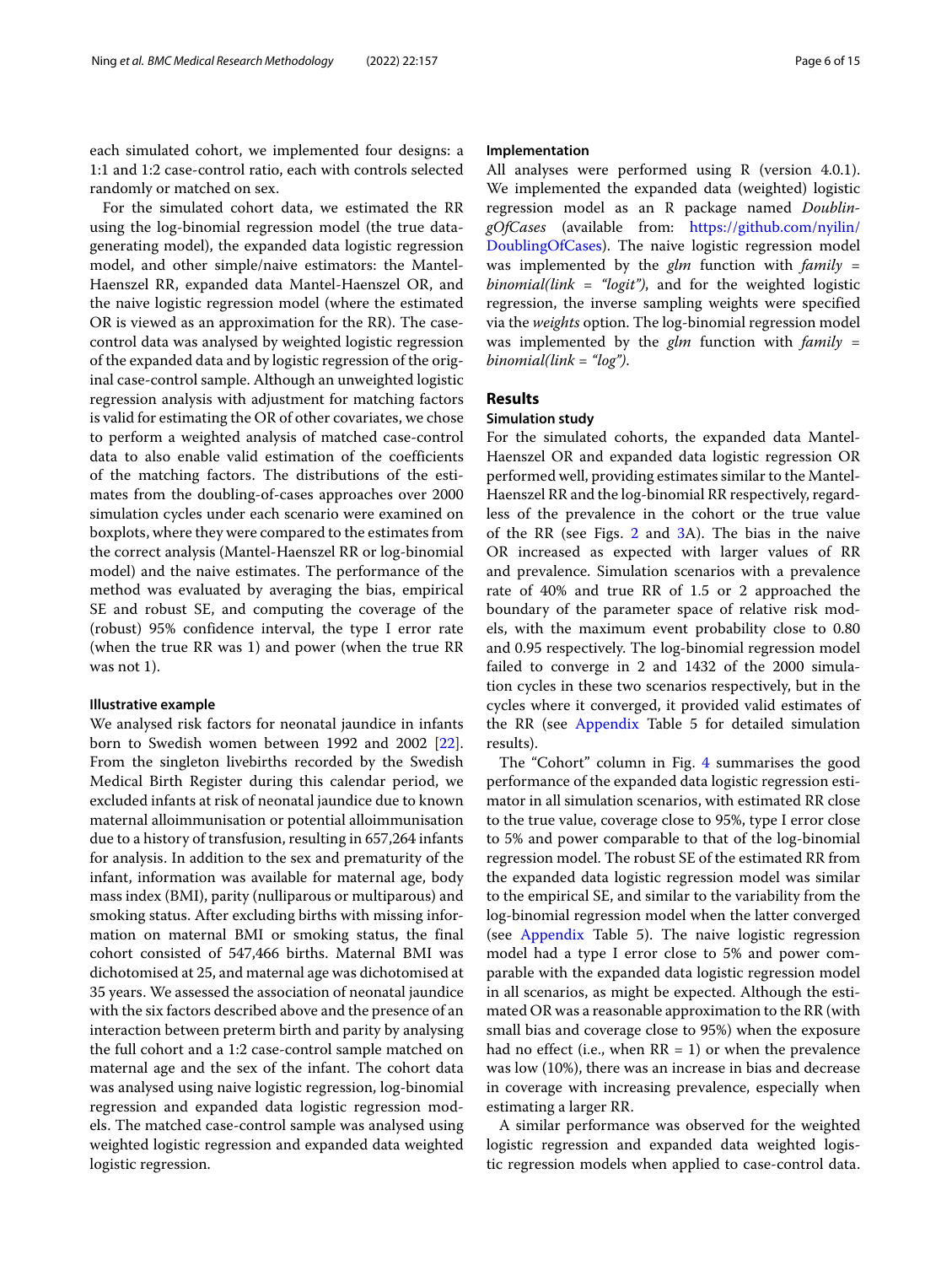each simulated cohort, we implemented four designs: a 1:1 and 1:2 case-control ratio, each with controls selected randomly or matched on sex.

For the simulated cohort data, we estimated the RR using the log-binomial regression model (the true data-generating model), the expanded data logistic regression model, and other simple/naive estimators: the Mantel-Haenszel RR, expanded data Mantel-Haenszel OR, and the naive logistic regression model (where the estimated OR is viewed as an approximation for the RR). The case-control data was analysed by weighted logistic regression of the expanded data and by logistic regression of the original case-control sample. Although an unweighted logistic regression analysis with adjustment for matching factors is valid for estimating the OR of other covariates, we chose to perform a weighted analysis of matched case-control data to also enable valid estimation of the coefficients of the matching factors. The distributions of the estimates from the doubling-of-cases approaches over 2000 simulation cycles under each scenario were examined on boxplots, where they were compared to the estimates from the correct analysis (Mantel-Haenszel RR or log-binomial model) and the naive estimates. The performance of the method was evaluated by averaging the bias, empirical SE and robust SE, and computing the coverage of the (robust) 95% confidence interval, the type I error rate (when the true RR was 1) and power (when the true RR was not 1).

#### Illustrative example

We analysed risk factors for neonatal jaundice in infants born to Swedish women between 1992 and 2002 [22]. From the singleton livebirths recorded by the Swedish Medical Birth Register during this calendar period, we excluded infants at risk of neonatal jaundice due to known maternal alloimmunisation or potential alloimmunisation due to a history of transfusion, resulting in 657,264 infants for analysis. In addition to the sex and prematurity of the infant, information was available for maternal age, body mass index (BMI), parity (nulliparous or multiparous) and smoking status. After excluding births with missing information on maternal BMI or smoking status, the final cohort consisted of 547,466 births. Maternal BMI was dichotomised at 25, and maternal age was dichotomised at 35 years. We assessed the association of neonatal jaundice with the six factors described above and the presence of an interaction between preterm birth and parity by analysing the full cohort and a 1:2 case-control sample matched on maternal age and the sex of the infant. The cohort data was analysed using naive logistic regression, log-binomial regression and expanded data logistic regression models. The matched case-control sample was analysed using weighted logistic regression and expanded data weighted logistic regression.

#### Implementation

All analyses were performed using R (version 4.0.1). We implemented the expanded data (weighted) logistic regression model as an R package named *DoublingOfCases* (available from: https://github.com/nyilin/DoublingOfCases). The naive logistic regression model was implemented by the *glm* function with *family = binomial(link = "logit")*, and for the weighted logistic regression, the inverse sampling weights were specified via the *weights* option. The log-binomial regression model was implemented by the *glm* function with *family = binomial(link = "log")*.

## Results

#### Simulation study

For the simulated cohorts, the expanded data Mantel-Haenszel OR and expanded data logistic regression OR performed well, providing estimates similar to the Mantel-Haenszel RR and the log-binomial RR respectively, regardless of the prevalence in the cohort or the true value of the RR (see Figs. 2 and 3A). The bias in the naive OR increased as expected with larger values of RR and prevalence. Simulation scenarios with a prevalence rate of 40% and true RR of 1.5 or 2 approached the boundary of the parameter space of relative risk models, with the maximum event probability close to 0.80 and 0.95 respectively. The log-binomial regression model failed to converge in 2 and 1432 of the 2000 simulation cycles in these two scenarios respectively, but in the cycles where it converged, it provided valid estimates of the RR (see Appendix Table 5 for detailed simulation results).

The "Cohort" column in Fig. 4 summarises the good performance of the expanded data logistic regression estimator in all simulation scenarios, with estimated RR close to the true value, coverage close to 95%, type I error close to 5% and power comparable to that of the log-binomial regression model. The robust SE of the estimated RR from the expanded data logistic regression model was similar to the empirical SE, and similar to the variability from the log-binomial regression model when the latter converged (see Appendix Table 5). The naive logistic regression model had a type I error close to 5% and power comparable with the expanded data logistic regression model in all scenarios, as might be expected. Although the estimated OR was a reasonable approximation to the RR (with small bias and coverage close to 95%) when the exposure had no effect (i.e., when RR = 1) or when the prevalence was low (10%), there was an increase in bias and decrease in coverage with increasing prevalence, especially when estimating a larger RR.

A similar performance was observed for the weighted logistic regression and expanded data weighted logistic regression models when applied to case-control data.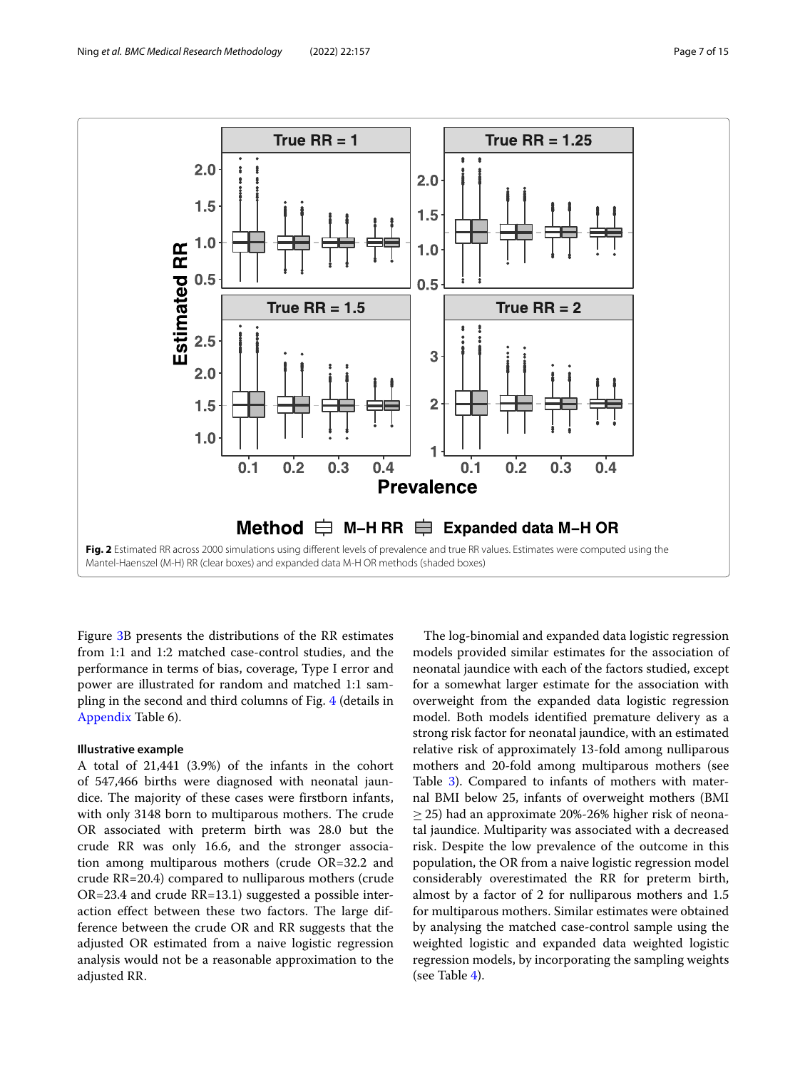**Fig. 2** Estimated RR across 2000 simulations using different levels of prevalence and true RR values. Estimates were computed using the Mantel-Haenszel (M-H) RR (clear boxes) and expanded data M-H OR methods (shaded boxes)

Figure 3B presents the distributions of the RR estimates from 1:1 and 1:2 matched case-control studies, and the performance in terms of bias, coverage, Type I error and power are illustrated for random and matched 1:1 sampling in the second and third columns of Fig. 4 (details in Appendix Table 6).

#### Illustrative example

A total of 21,441 (3.9%) of the infants in the cohort of 547,466 births were diagnosed with neonatal jaundice. The majority of these cases were firstborn infants, with only 3148 born to multiparous mothers. The crude OR associated with preterm birth was 28.0 but the crude RR was only 16.6, and the stronger association among multiparous mothers (crude OR=32.2 and crude RR=20.4) compared to nulliparous mothers (crude OR=23.4 and crude RR=13.1) suggested a possible interaction effect between these two factors. The large difference between the crude OR and RR suggests that the adjusted OR estimated from a naive logistic regression analysis would not be a reasonable approximation to the adjusted RR.

The log-binomial and expanded data logistic regression models provided similar estimates for the association of neonatal jaundice with each of the factors studied, except for a somewhat larger estimate for the association with overweight from the expanded data logistic regression model. Both models identified premature delivery as a strong risk factor for neonatal jaundice, with an estimated relative risk of approximately 13-fold among nulliparous mothers and 20-fold among multiparous mothers (see Table 3). Compared to infants of mothers with maternal BMI below 25, infants of overweight mothers (BMI $\geq$ 25) had an approximate 20%-26% higher risk of neonatal jaundice. Multiparity was associated with a decreased risk. Despite the low prevalence of the outcome in this population, the OR from a naive logistic regression model considerably overestimated the RR for preterm birth, almost by a factor of 2 for nulliparous mothers and 1.5 for multiparous mothers. Similar estimates were obtained by analysing the matched case-control sample using the weighted logistic and expanded data weighted logistic regression models, by incorporating the sampling weights (see Table 4).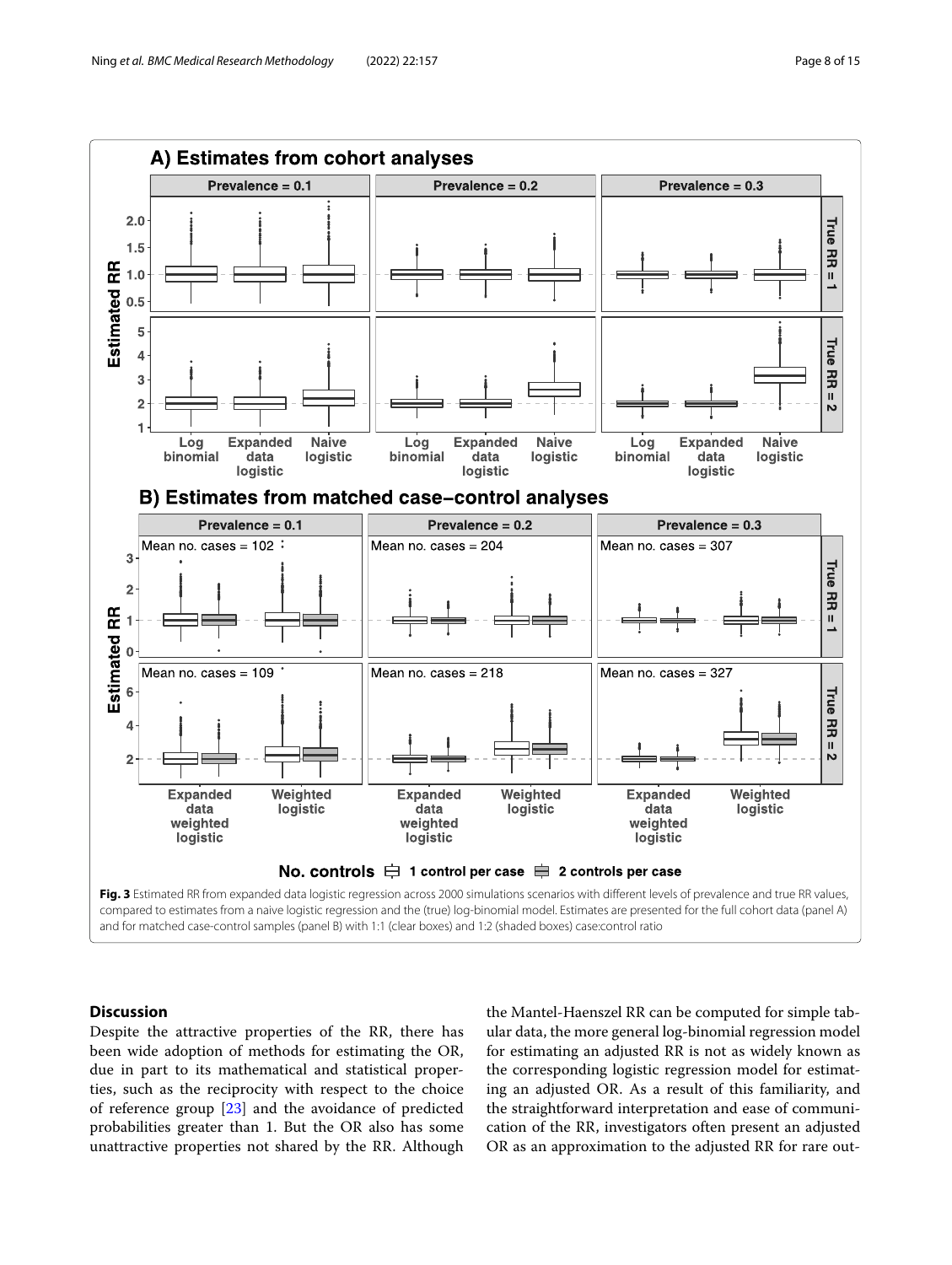**Fig. 3** Estimated RR from expanded data logistic regression across 2000 simulations scenarios with different levels of prevalence and true RR values, compared to estimates from a naive logistic regression and the (true) log-binomial model. Estimates are presented for the full cohort data (panel A) and for matched case-control samples (panel B) with 1:1 (clear boxes) and 1:2 (shaded boxes) case:control ratio

## Discussion

Despite the attractive properties of the RR, there has been wide adoption of methods for estimating the OR, due in part to its mathematical and statistical properties, such as the reciprocity with respect to the choice of reference group [23] and the avoidance of predicted probabilities greater than 1. But the OR also has some unattractive properties not shared by the RR. Although the Mantel-Haenszel RR can be computed for simple tabular data, the more general log-binomial regression model for estimating an adjusted RR is not as widely known as the corresponding logistic regression model for estimating an adjusted OR. As a result of this familiarity, and the straightforward interpretation and ease of communication of the RR, investigators often present an adjusted OR as an approximation to the adjusted RR for rare out-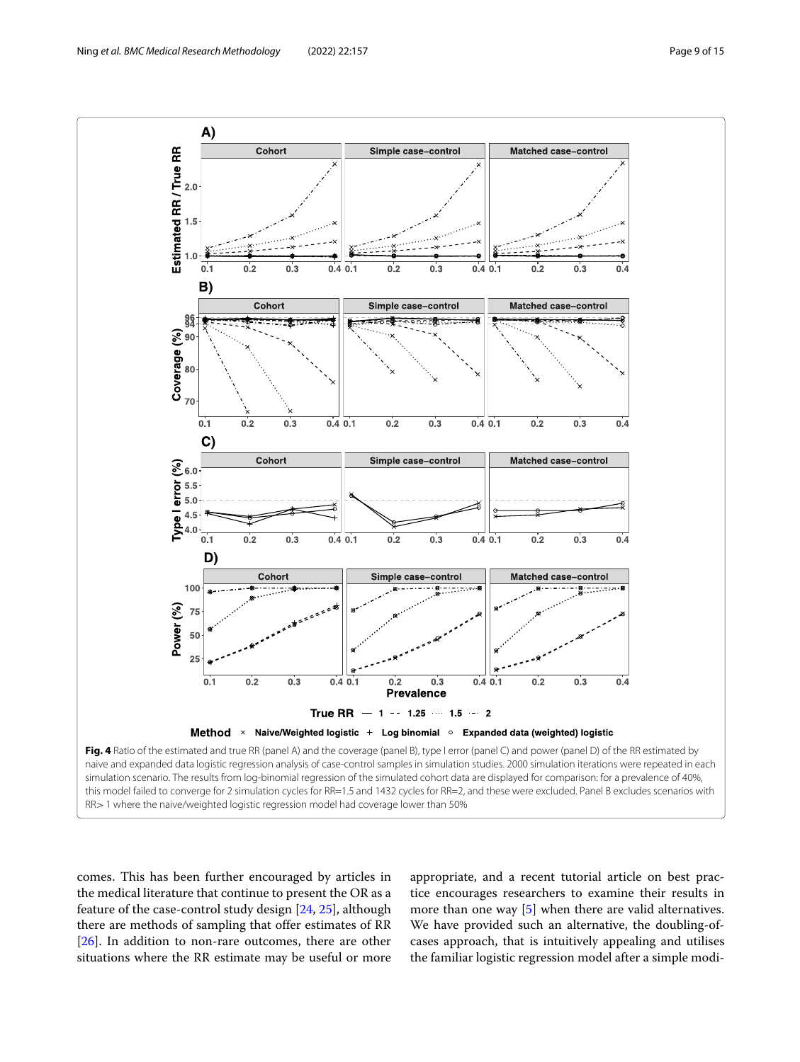**Fig. 4** Ratio of the estimated and true RR (panel A) and the coverage (panel B), type I error (panel C) and power (panel D) of the RR estimated by naive and expanded data logistic regression analysis of case-control samples in simulation studies. 2000 simulation iterations were repeated in each simulation scenario. The results from log-binomial regression of the simulated cohort data are displayed for comparison: for a prevalence of 40%, this model failed to converge for 2 simulation cycles for RR=1.5 and 1432 cycles for RR=2, and these were excluded. Panel B excludes scenarios with RR> 1 where the naive/weighted logistic regression model had coverage lower than 50%

comes. This has been further encouraged by articles in the medical literature that continue to present the OR as a feature of the case-control study design [24, 25], although there are methods of sampling that offer estimates of RR [26]. In addition to non-rare outcomes, there are other situations where the RR estimate may be useful or more appropriate, and a recent tutorial article on best practice encourages researchers to examine their results in more than one way [5] when there are valid alternatives. We have provided such an alternative, the doubling-of-cases approach, that is intuitively appealing and utilises the familiar logistic regression model after a simple modi-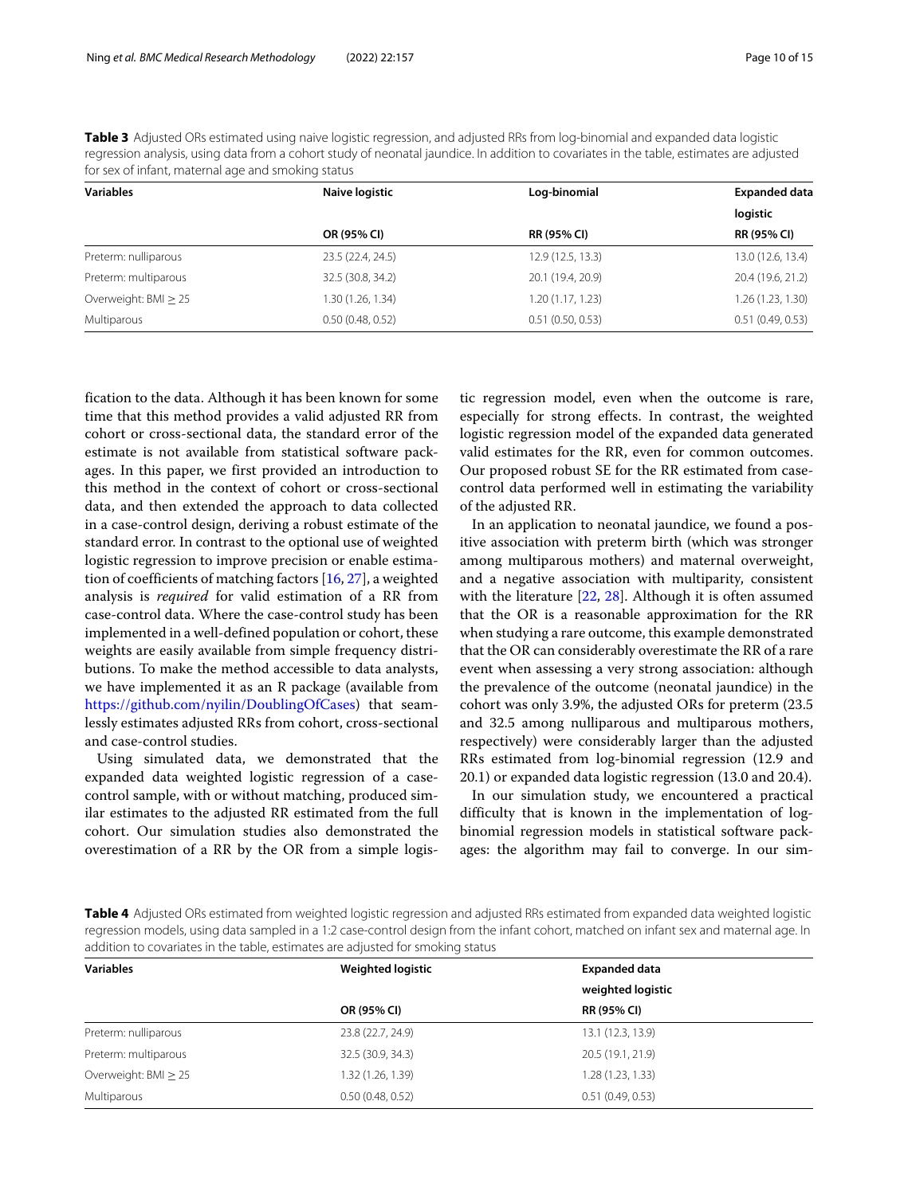**Table 3** Adjusted ORs estimated using naive logistic regression, and adjusted RRs from log-binomial and expanded data logistic regression analysis, using data from a cohort study of neonatal jaundice. In addition to covariates in the table, estimates are adjusted for sex of infant, maternal age and smoking status

| Variables | Naive logistic | Log-binomial | Expanded data logistic |
|---|---|---|---|
| | OR (95% CI) | RR (95% CI) | RR (95% CI) |
| Preterm: nulliparous | 23.5 (22.4, 24.5) | 12.9 (12.5, 13.3) | 13.0 (12.6, 13.4) |
| Preterm: multiparous | 32.5 (30.8, 34.2) | 20.1 (19.4, 20.9) | 20.4 (19.6, 21.2) |
| Overweight: BMI ≥ 25 | 1.30 (1.26, 1.34) | 1.20 (1.17, 1.23) | 1.26 (1.23, 1.30) |
| Multiparous | 0.50 (0.48, 0.52) | 0.51 (0.50, 0.53) | 0.51 (0.49, 0.53) |

fication to the data. Although it has been known for some time that this method provides a valid adjusted RR from cohort or cross-sectional data, the standard error of the estimate is not available from statistical software packages. In this paper, we first provided an introduction to this method in the context of cohort or cross-sectional data, and then extended the approach to data collected in a case-control design, deriving a robust estimate of the standard error. In contrast to the optional use of weighted logistic regression to improve precision or enable estimation of coefficients of matching factors [16, 27], a weighted analysis is *required* for valid estimation of a RR from case-control data. Where the case-control study has been implemented in a well-defined population or cohort, these weights are easily available from simple frequency distributions. To make the method accessible to data analysts, we have implemented it as an R package (available from https://github.com/nyilin/DoublingOfCases) that seamlessly estimates adjusted RRs from cohort, cross-sectional and case-control studies.

Using simulated data, we demonstrated that the expanded data weighted logistic regression of a case-control sample, with or without matching, produced similar estimates to the adjusted RR estimated from the full cohort. Our simulation studies also demonstrated the overestimation of a RR by the OR from a simple logistic regression model, even when the outcome is rare, especially for strong effects. In contrast, the weighted logistic regression model of the expanded data generated valid estimates for the RR, even for common outcomes. Our proposed robust SE for the RR estimated from case-control data performed well in estimating the variability of the adjusted RR.

In an application to neonatal jaundice, we found a positive association with preterm birth (which was stronger among multiparous mothers) and maternal overweight, and a negative association with multiparity, consistent with the literature [22, 28]. Although it is often assumed that the OR is a reasonable approximation for the RR when studying a rare outcome, this example demonstrated that the OR can considerably overestimate the RR of a rare event when assessing a very strong association: although the prevalence of the outcome (neonatal jaundice) in the cohort was only 3.9%, the adjusted ORs for preterm (23.5 and 32.5 among nulliparous and multiparous mothers, respectively) were considerably larger than the adjusted RRs estimated from log-binomial regression (12.9 and 20.1) or expanded data logistic regression (13.0 and 20.4).

In our simulation study, we encountered a practical difficulty that is known in the implementation of log-binomial regression models in statistical software packages: the algorithm may fail to converge. In our sim-

**Table 4** Adjusted ORs estimated from weighted logistic regression and adjusted RRs estimated from expanded data weighted logistic regression models, using data sampled in a 1:2 case-control design from the infant cohort, matched on infant sex and maternal age. In addition to covariates in the table, estimates are adjusted for smoking status

| Variables | Weighted logistic | Expanded data weighted logistic |
|---|---|---|
| | OR (95% CI) | RR (95% CI) |
| Preterm: nulliparous | 23.8 (22.7, 24.9) | 13.1 (12.3, 13.9) |
| Preterm: multiparous | 32.5 (30.9, 34.3) | 20.5 (19.1, 21.9) |
| Overweight: BMI ≥ 25 | 1.32 (1.26, 1.39) | 1.28 (1.23, 1.33) |
| Multiparous | 0.50 (0.48, 0.52) | 0.51 (0.49, 0.53) |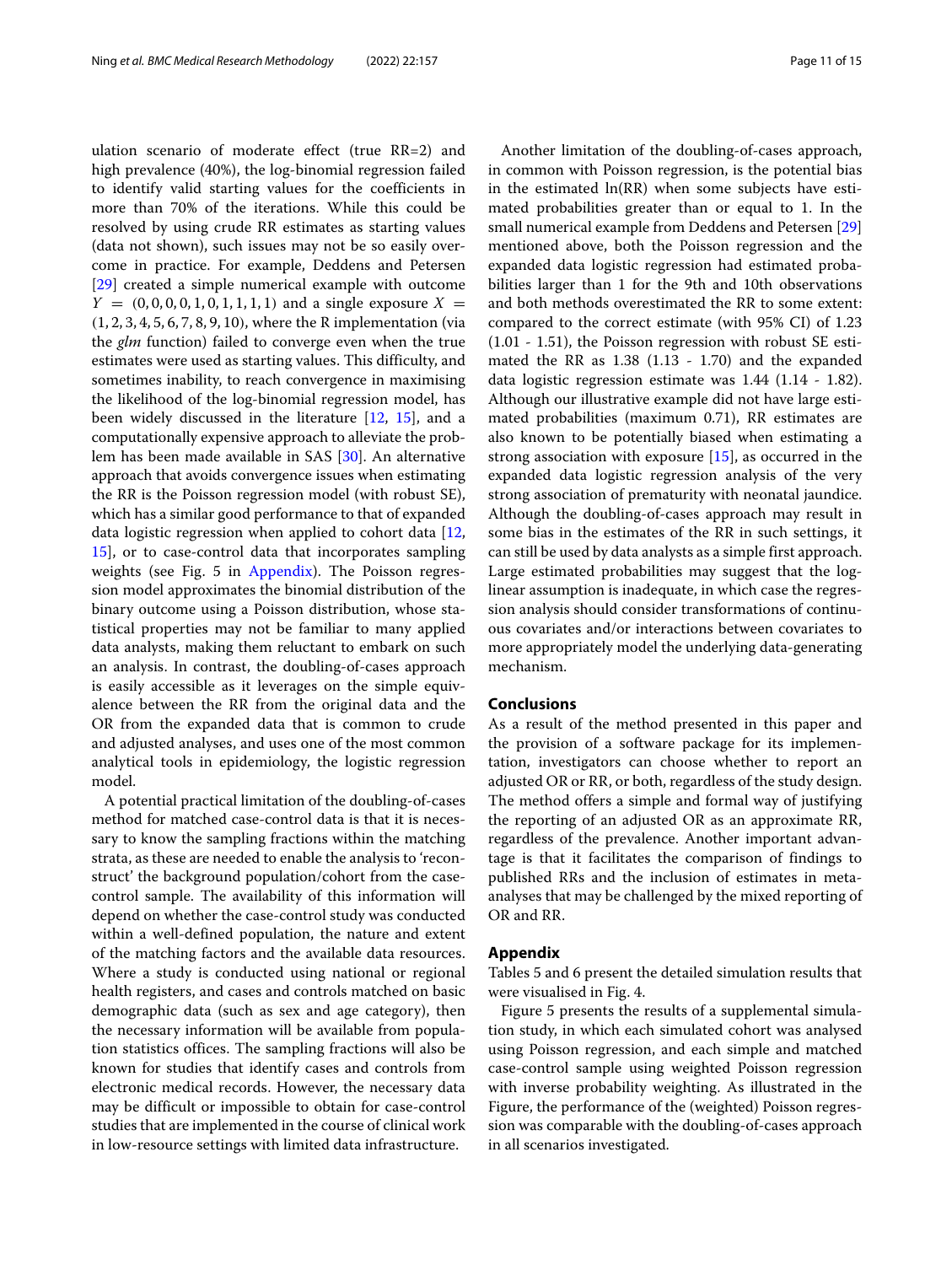ulation scenario of moderate effect (true RR=2) and high prevalence (40%), the log-binomial regression failed to identify valid starting values for the coefficients in more than 70% of the iterations. While this could be resolved by using crude RR estimates as starting values (data not shown), such issues may not be so easily overcome in practice. For example, Deddens and Petersen [29] created a simple numerical example with outcome $Y = (0, 0, 0, 0, 1, 0, 1, 1, 1, 1)$ and a single exposure $X = (1, 2, 3, 4, 5, 6, 7, 8, 9, 10)$, where the R implementation (via the *glm* function) failed to converge even when the true estimates were used as starting values. This difficulty, and sometimes inability, to reach convergence in maximising the likelihood of the log-binomial regression model, has been widely discussed in the literature [12, 15], and a computationally expensive approach to alleviate the problem has been made available in SAS [30]. An alternative approach that avoids convergence issues when estimating the RR is the Poisson regression model (with robust SE), which has a similar good performance to that of expanded data logistic regression when applied to cohort data [12, 15], or to case-control data that incorporates sampling weights (see Fig. 5 in Appendix). The Poisson regression model approximates the binomial distribution of the binary outcome using a Poisson distribution, whose statistical properties may not be familiar to many applied data analysts, making them reluctant to embark on such an analysis. In contrast, the doubling-of-cases approach is easily accessible as it leverages on the simple equivalence between the RR from the original data and the OR from the expanded data that is common to crude and adjusted analyses, and uses one of the most common analytical tools in epidemiology, the logistic regression model.

A potential practical limitation of the doubling-of-cases method for matched case-control data is that it is necessary to know the sampling fractions within the matching strata, as these are needed to enable the analysis to 'reconstruct' the background population/cohort from the case-control sample. The availability of this information will depend on whether the case-control study was conducted within a well-defined population, the nature and extent of the matching factors and the available data resources. Where a study is conducted using national or regional health registers, and cases and controls matched on basic demographic data (such as sex and age category), then the necessary information will be available from population statistics offices. The sampling fractions will also be known for studies that identify cases and controls from electronic medical records. However, the necessary data may be difficult or impossible to obtain for case-control studies that are implemented in the course of clinical work in low-resource settings with limited data infrastructure.

Another limitation of the doubling-of-cases approach, in common with Poisson regression, is the potential bias in the estimated ln(RR) when some subjects have estimated probabilities greater than or equal to 1. In the small numerical example from Deddens and Petersen [29] mentioned above, both the Poisson regression and the expanded data logistic regression had estimated probabilities larger than 1 for the 9th and 10th observations and both methods overestimated the RR to some extent: compared to the correct estimate (with 95% CI) of 1.23 (1.01 - 1.51), the Poisson regression with robust SE estimated the RR as 1.38 (1.13 - 1.70) and the expanded data logistic regression estimate was 1.44 (1.14 - 1.82). Although our illustrative example did not have large estimated probabilities (maximum 0.71), RR estimates are also known to be potentially biased when estimating a strong association with exposure [15], as occurred in the expanded data logistic regression analysis of the very strong association of prematurity with neonatal jaundice. Although the doubling-of-cases approach may result in some bias in the estimates of the RR in such settings, it can still be used by data analysts as a simple first approach. Large estimated probabilities may suggest that the log-linear assumption is inadequate, in which case the regression analysis should consider transformations of continuous covariates and/or interactions between covariates to more appropriately model the underlying data-generating mechanism.

## Conclusions

As a result of the method presented in this paper and the provision of a software package for its implementation, investigators can choose whether to report an adjusted OR or RR, or both, regardless of the study design. The method offers a simple and formal way of justifying the reporting of an adjusted OR as an approximate RR, regardless of the prevalence. Another important advantage is that it facilitates the comparison of findings to published RRs and the inclusion of estimates in meta-analyses that may be challenged by the mixed reporting of OR and RR.

## Appendix

Tables 5 and 6 present the detailed simulation results that were visualised in Fig. 4.

Figure 5 presents the results of a supplemental simulation study, in which each simulated cohort was analysed using Poisson regression, and each simple and matched case-control sample using weighted Poisson regression with inverse probability weighting. As illustrated in the Figure, the performance of the (weighted) Poisson regression was comparable with the doubling-of-cases approach in all scenarios investigated.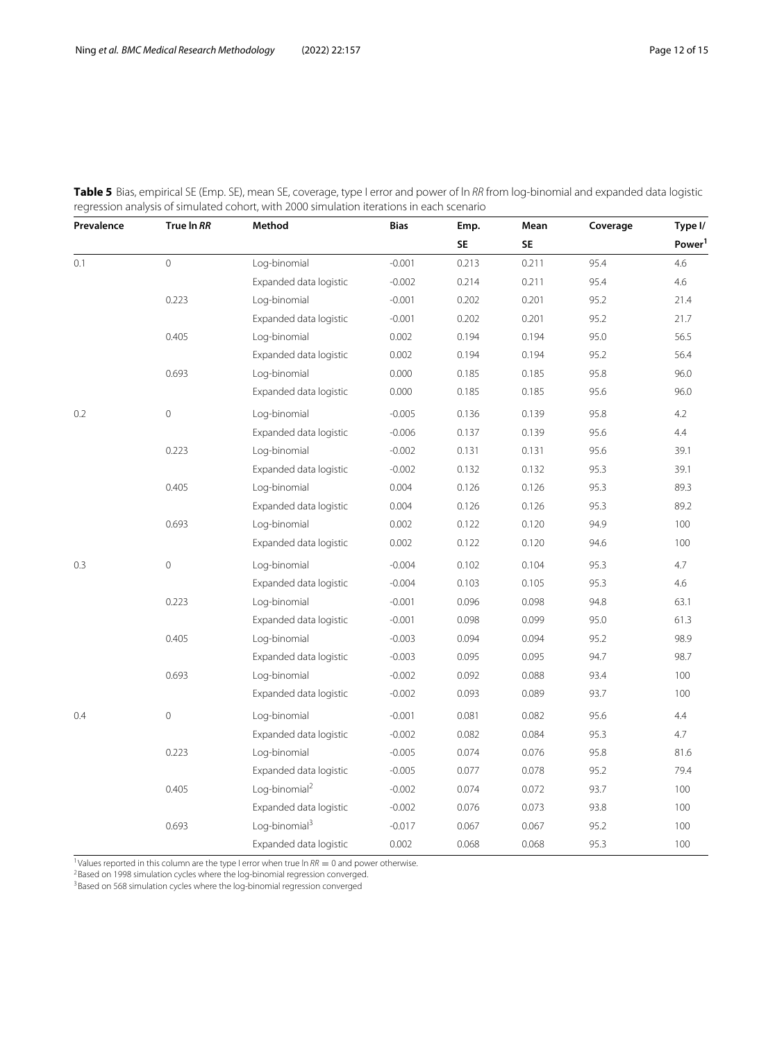**Table 5** Bias, empirical SE (Emp. SE), mean SE, coverage, type I error and power of ln *RR* from log-binomial and expanded data logistic regression analysis of simulated cohort, with 2000 simulation iterations in each scenario

| Prevalence | True ln *RR* | Method | Bias | Emp. SE | Mean SE | Coverage | Type I/ Power[1] |
|---|---|---|---|---|---|---|---|
| 0.1 | 0 | Log-binomial | -0.001 | 0.213 | 0.211 | 95.4 | 4.6 |
| | | Expanded data logistic | -0.002 | 0.214 | 0.211 | 95.4 | 4.6 |
| | 0.223 | Log-binomial | -0.001 | 0.202 | 0.201 | 95.2 | 21.4 |
| | | Expanded data logistic | -0.001 | 0.202 | 0.201 | 95.2 | 21.7 |
| | 0.405 | Log-binomial | 0.002 | 0.194 | 0.194 | 95.0 | 56.5 |
| | | Expanded data logistic | 0.002 | 0.194 | 0.194 | 95.2 | 56.4 |
| | 0.693 | Log-binomial | 0.000 | 0.185 | 0.185 | 95.8 | 96.0 |
| | | Expanded data logistic | 0.000 | 0.185 | 0.185 | 95.6 | 96.0 |
| 0.2 | 0 | Log-binomial | -0.005 | 0.136 | 0.139 | 95.8 | 4.2 |
| | | Expanded data logistic | -0.006 | 0.137 | 0.139 | 95.6 | 4.4 |
| | 0.223 | Log-binomial | -0.002 | 0.131 | 0.131 | 95.6 | 39.1 |
| | | Expanded data logistic | -0.002 | 0.132 | 0.132 | 95.3 | 39.1 |
| | 0.405 | Log-binomial | 0.004 | 0.126 | 0.126 | 95.3 | 89.3 |
| | | Expanded data logistic | 0.004 | 0.126 | 0.126 | 95.3 | 89.2 |
| | 0.693 | Log-binomial | 0.002 | 0.122 | 0.120 | 94.9 | 100 |
| | | Expanded data logistic | 0.002 | 0.122 | 0.120 | 94.6 | 100 |
| 0.3 | 0 | Log-binomial | -0.004 | 0.102 | 0.104 | 95.3 | 4.7 |
| | | Expanded data logistic | -0.004 | 0.103 | 0.105 | 95.3 | 4.6 |
| | 0.223 | Log-binomial | -0.001 | 0.096 | 0.098 | 94.8 | 63.1 |
| | | Expanded data logistic | -0.001 | 0.098 | 0.099 | 95.0 | 61.3 |
| | 0.405 | Log-binomial | -0.003 | 0.094 | 0.094 | 95.2 | 98.9 |
| | | Expanded data logistic | -0.003 | 0.095 | 0.095 | 94.7 | 98.7 |
| | 0.693 | Log-binomial | -0.002 | 0.092 | 0.088 | 93.4 | 100 |
| | | Expanded data logistic | -0.002 | 0.093 | 0.089 | 93.7 | 100 |
| 0.4 | 0 | Log-binomial | -0.001 | 0.081 | 0.082 | 95.6 | 4.4 |
| | | Expanded data logistic | -0.002 | 0.082 | 0.084 | 95.3 | 4.7 |
| | 0.223 | Log-binomial | -0.005 | 0.074 | 0.076 | 95.8 | 81.6 |
| | | Expanded data logistic | -0.005 | 0.077 | 0.078 | 95.2 | 79.4 |
| | 0.405 | Log-binomial[2] | -0.002 | 0.074 | 0.072 | 93.7 | 100 |
| | | Expanded data logistic | -0.002 | 0.076 | 0.073 | 93.8 | 100 |
| | 0.693 | Log-binomial[3] | -0.017 | 0.067 | 0.067 | 95.2 | 100 |
| | | Expanded data logistic | 0.002 | 0.068 | 0.068 | 95.3 | 100 |

[1] Values reported in this column are the type I error when true ln $RR = 0$ and power otherwise.
[2] Based on 1998 simulation cycles where the log-binomial regression converged.
[3] Based on 568 simulation cycles where the log-binomial regression converged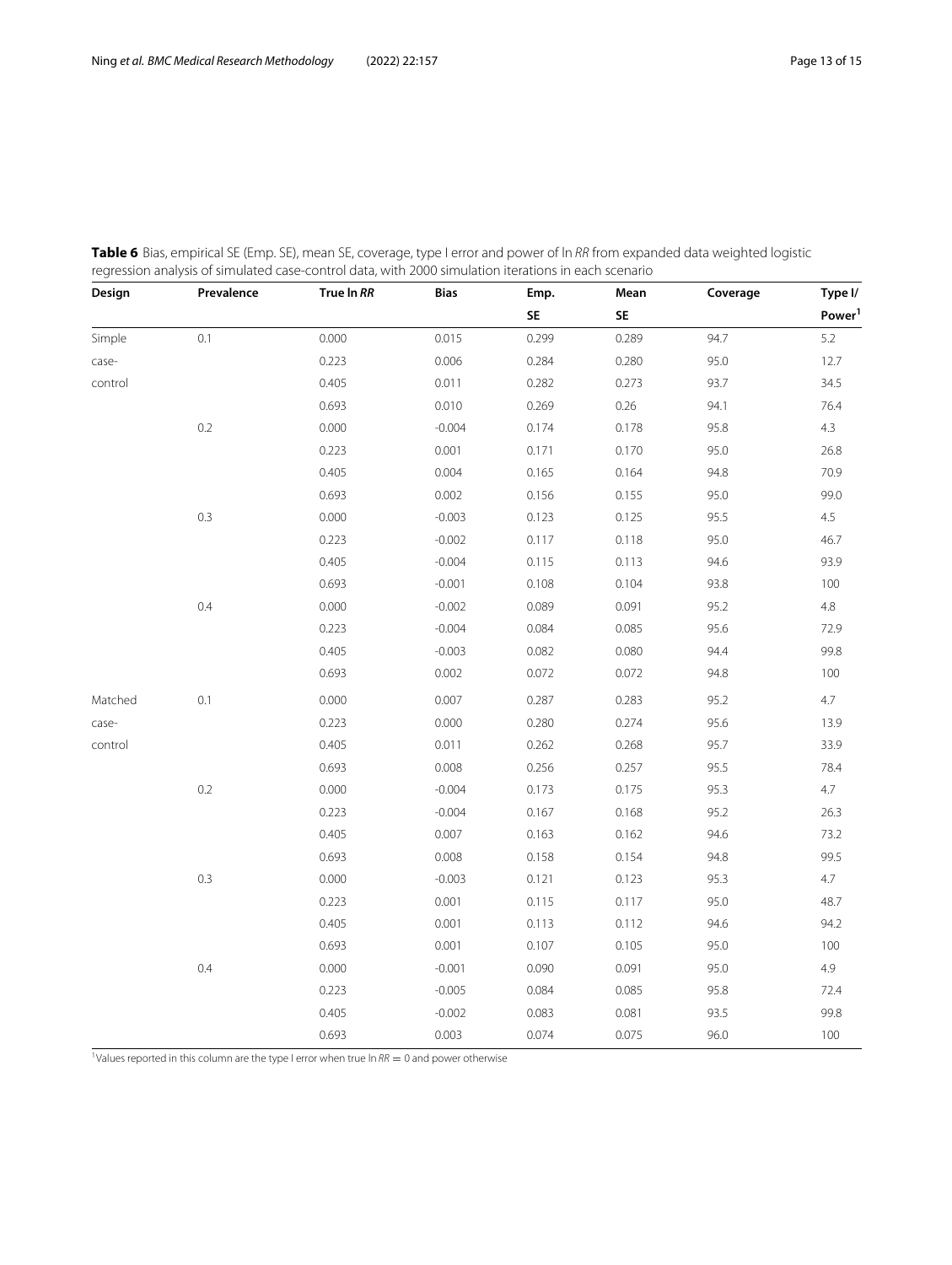**Table 6** Bias, empirical SE (Emp. SE), mean SE, coverage, type I error and power of ln *RR* from expanded data weighted logistic regression analysis of simulated case-control data, with 2000 simulation iterations in each scenario

| Design | Prevalence | True ln *RR* | Bias | Emp. SE | Mean SE | Coverage | Type I/ Power[1] |
|---|---|---|---|---|---|---|---|
| Simple case-control | 0.1 | 0.000 | 0.015 | 0.299 | 0.289 | 94.7 | 5.2 |
| | | 0.223 | 0.006 | 0.284 | 0.280 | 95.0 | 12.7 |
| | | 0.405 | 0.011 | 0.282 | 0.273 | 93.7 | 34.5 |
| | | 0.693 | 0.010 | 0.269 | 0.26 | 94.1 | 76.4 |
| | 0.2 | 0.000 | -0.004 | 0.174 | 0.178 | 95.8 | 4.3 |
| | | 0.223 | 0.001 | 0.171 | 0.170 | 95.0 | 26.8 |
| | | 0.405 | 0.004 | 0.165 | 0.164 | 94.8 | 70.9 |
| | | 0.693 | 0.002 | 0.156 | 0.155 | 95.0 | 99.0 |
| | 0.3 | 0.000 | -0.003 | 0.123 | 0.125 | 95.5 | 4.5 |
| | | 0.223 | -0.002 | 0.117 | 0.118 | 95.0 | 46.7 |
| | | 0.405 | -0.004 | 0.115 | 0.113 | 94.6 | 93.9 |
| | | 0.693 | -0.001 | 0.108 | 0.104 | 93.8 | 100 |
| | 0.4 | 0.000 | -0.002 | 0.089 | 0.091 | 95.2 | 4.8 |
| | | 0.223 | -0.004 | 0.084 | 0.085 | 95.6 | 72.9 |
| | | 0.405 | -0.003 | 0.082 | 0.080 | 94.4 | 99.8 |
| | | 0.693 | 0.002 | 0.072 | 0.072 | 94.8 | 100 |
| Matched case-control | 0.1 | 0.000 | 0.007 | 0.287 | 0.283 | 95.2 | 4.7 |
| | | 0.223 | 0.000 | 0.280 | 0.274 | 95.6 | 13.9 |
| | | 0.405 | 0.011 | 0.262 | 0.268 | 95.7 | 33.9 |
| | | 0.693 | 0.008 | 0.256 | 0.257 | 95.5 | 78.4 |
| | 0.2 | 0.000 | -0.004 | 0.173 | 0.175 | 95.3 | 4.7 |
| | | 0.223 | -0.004 | 0.167 | 0.168 | 95.2 | 26.3 |
| | | 0.405 | 0.007 | 0.163 | 0.162 | 94.6 | 73.2 |
| | | 0.693 | 0.008 | 0.158 | 0.154 | 94.8 | 99.5 |
| | 0.3 | 0.000 | -0.003 | 0.121 | 0.123 | 95.3 | 4.7 |
| | | 0.223 | 0.001 | 0.115 | 0.117 | 95.0 | 48.7 |
| | | 0.405 | 0.001 | 0.113 | 0.112 | 94.6 | 94.2 |
| | | 0.693 | 0.001 | 0.107 | 0.105 | 95.0 | 100 |
| | 0.4 | 0.000 | -0.001 | 0.090 | 0.091 | 95.0 | 4.9 |
| | | 0.223 | -0.005 | 0.084 | 0.085 | 95.8 | 72.4 |
| | | 0.405 | -0.002 | 0.083 | 0.081 | 93.5 | 99.8 |
| | | 0.693 | 0.003 | 0.074 | 0.075 | 96.0 | 100 |

[1] Values reported in this column are the type I error when true ln $RR = 0$ and power otherwise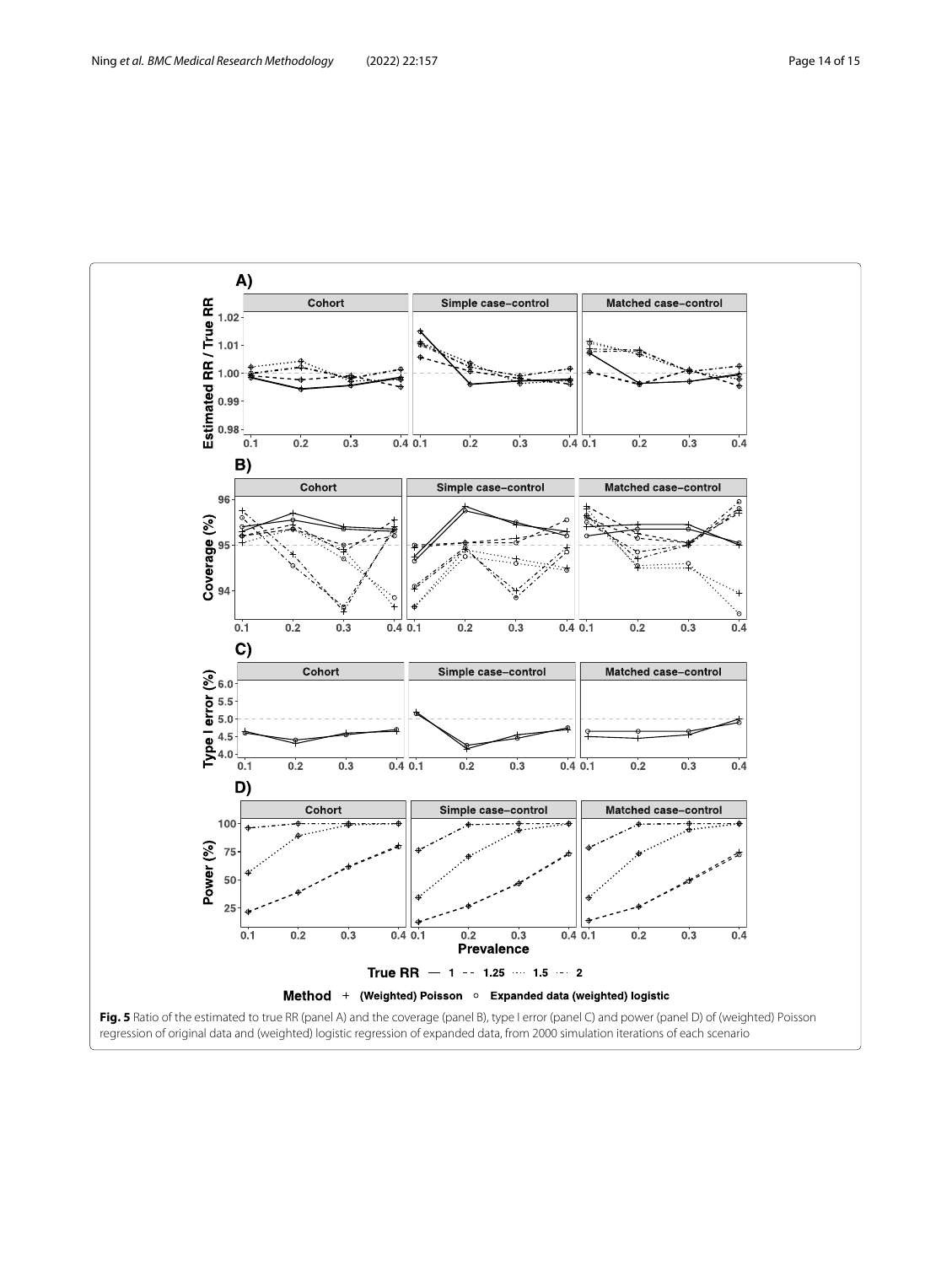**Fig. 5** Ratio of the estimated to true RR (panel A) and the coverage (panel B), type I error (panel C) and power (panel D) of (weighted) Poisson regression of original data and (weighted) logistic regression of expanded data, from 2000 simulation iterations of each scenario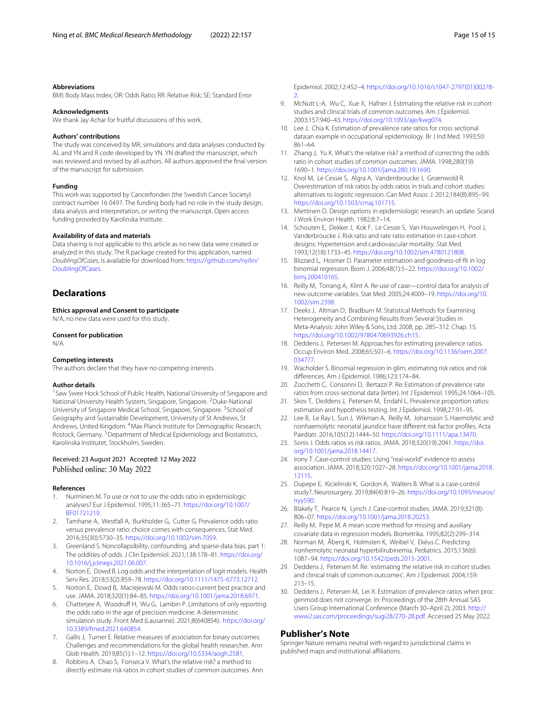### Abbreviations

BMI: Body Mass Index; OR: Odds Ratio; RR: Relative Risk; SE: Standard Error

### Acknowledgments

We thank Jay Achar for fruitful discussions of this work.

### Authors' contributions

The study was conceived by MR, simulations and data analyses conducted by AL and YN and R code developed by YN. YN drafted the manuscript, which was reviewed and revised by all authors. All authors approved the final version of the manuscript for submission.

### Funding

This work was supported by Cancerfonden (the Swedish Cancer Society) contract number 16 0497. The funding body had no role in the study design, data analysis and interpretation, or writing the manuscript. Open access funding provided by Karolinska Institute.

### Availability of data and materials

Data sharing is not applicable to this article as no new data were created or analyzed in this study. The R package created for this application, named *DoublingOfCases*, is available for download from: https://github.com/nyilin/DoublingOfCases.

## Declarations

### Ethics approval and Consent to participate

N/A, no new data were used for this study.

### Consent for publication

N/A.

### Competing interests

The authors declare that they have no competing interests.

### Author details

[1]Saw Swee Hock School of Public Health, National University of Singapore and National University Health System, Singapore, Singapore. [2]Duke-National University of Singapore Medical School, Singapore, Singapore. [3]School of Geography and Sustainable Development, University of St Andrews, St Andrews, United Kingdom. [4]Max Planck Institute for Demographic Research, Rostock, Germany. [5]Department of Medical Epidemiology and Biostatistics, Karolinska Institutet, Stockholm, Sweden.

Received: 23 August 2021 Accepted: 12 May 2022
Published online: 30 May 2022

### References

1. Nurminen M. To use or not to use the odds ratio in epidemiologic analyses? Eur J Epidemiol. 1995;11:365–71. https://doi.org/10.1007/BF01721219.
2. Tamhane A, Westfall A, Burkholder G, Cutter G. Prevalence odds ratio versus prevalence ratio: choice comes with consequences. Stat Med. 2016;35(30):5730–35. https://doi.org/10.1002/sim.7059.
3. Greenland S. Noncollapsibility, confounding, and sparse-data bias. part 1: The oddities of odds. J Clin Epidemiol. 2021;138:178–81. https://doi.org/10.1016/j.jclinepi.2021.06.007.
4. Norton E, Dowd B. Log odds and the interpretation of logit models. Health Serv Res. 2018;53(2):859–78. https://doi.org/10.1111/1475-6773.12712.
5. Norton E, Dowd B, Maciejewski M. Odds ratios-current best practice and use. JAMA. 2018;320(1):84–85. https://doi.org/10.1001/jama.2018.6971.
6. Chatterjee A, Woodruff H, Wu G, Lambin P. Limitations of only reporting the odds ratio in the age of precision medicine: A deterministic simulation study. Front Med (Lausanne). 2021;8(640854):. https://doi.org/10.3389/fmed.2021.640854.
7. Gallis J, Turner E. Relative measures of association for binary outcomes: Challenges and recommendations for the global health researcher. Ann Glob Health. 2019;85(1):1–12. https://doi.org/10.5334/aogh.2581.
8. Robbins A, Chao S, Fonseca V. What's the relative risk? a method to directly estimate risk ratios in cohort studies of common outcomes. Ann Epidemiol. 2002;12:452–4. https://doi.org/10.1016/s1047-2797(01)00278-2.
9. McNutt L-A, Wu C, Xue X, Hafner J. Estimating the relative risk in cohort studies and clinical trials of common outcomes. Am J Epidemiol. 2003;157:940–43. https://doi.org/10.1093/aje/kwg074.
10. Lee J, Chia K. Estimation of prevalence rate ratios for cross sectional data:an example in occupational epidemiology. Br J Ind Med. 1993;50: 861–64.
11. Zhang J, Yu K. What's the relative risk? a method of correcting the odds ratio in cohort studies of common outcomes. JAMA. 1998;280(19): 1690–1. https://doi.org/10.1001/jama.280.19.1690.
12. Knol M, Le Cessie S, Algra A, Vandenbroucke J, Groenwold R. Overestimation of risk ratios by odds ratios in trials and cohort studies: alternatives to logistic regression. Can Med Assoc J. 2012;184(8):895–99. https://doi.org/10.1503/cmaj.101715.
13. Miettinen O. Design options in epidemiologic research. an update. Scand J Work Environ Health. 1982;8:7–14.
14. Schouten E, Dekker J, Kok F, Le Cessie S, Van Houwelingen H, Pool J, Vanderbroucke J. Risk ratio and rate ratio estimation in case-cohort designs: Hypertension and cardiovascular mortality. Stat Med. 1993;12(18):1733–45. https://doi.org/10.1002/sim.4780121808.
15. Blizzard L, Hosmer D. Parameter estimation and goodness-of-fit in log binomial regression. Biom J. 2006;48(1):5–22. https://doi.org/10.1002/bimj.200410165.
16. Reilly M, Torrang A, Klint A. Re-use of case—control data for analysis of new outcome variables. Stat Med. 2005;24:4009–19. https://doi.org/10.1002/sim.2398.
17. Deeks J, Altman D, Bradburn M. Statistical Methods for Examining Heterogeneity and Combining Results from Several Studies in Meta-Analysis: John Wiley & Sons, Ltd; 2008, pp. 285–312. Chap. 15. https://doi.org/10.1002/9780470693926.ch15.
18. Deddens J, Petersen M. Approaches for estimating prevalence ratios. Occup Environ Med. 2008;65:501–6. https://doi.org/10.1136/oem.2007.034777.
19. Wacholder S. Binomial regression in glim, estimating risk ratios and risk differences. Am J Epidemiol. 1986;123:174–84.
20. Zocchetti C, Consonni D, Bertazzi P. Re: Estimation of prevalence rate ratios from cross-sectional data (letter). Int J Epidemiol. 1995;24:1064–105.
21. Skov T, Deddens J, Petersen M, Endahl L. Prevalence proportion ratios: estimation and hypothesis testing. Int J Epidemiol. 1998;27:91–95.
22. Lee B, Le Ray I, Sun J, Wikman A, Reilly M, Johansson S. Haemolytic and nonhaemolytic neonatal jaundice have different risk factor profiles. Acta Paediatr. 2016;105(12):1444–50. https://doi.org/10.1111/apa.13470.
23. Sonis J. Odds ratios vs risk ratios. JAMA. 2018;320(19):2041. https://doi.org/10.1001/jama.2018.14417.
24. Irony T. Case-control studies: Using "real-world" evidence to assess association. JAMA. 2018;320:1027–28. https://doi.org/10.1001/jama.2018.12115.
25. Dupepe E, Kicielinski K, Gordon A, Walters B. What is a case-control study?. Neurosurgery. 2019;84(4):819–26. https://doi.org/10.1093/neuros/nyy590.
26. Blakely T, Pearce N, Lynch J. Case-control studies. JAMA. 2019;321(8): 806–07. https://doi.org/10.1001/jama.2018.20253.
27. Reilly M, Pepe M. A mean score method for missing and auxiliary covariate data in regression models. Biometrika. 1995;82(2):299–314.
28. Norman M, Åberg K, Holmsten K, Weibel V, Ekéus C. Predicting nonhemolytic neonatal hyperbilirubinemia. Pediatrics. 2015;136(6): 1087–94. https://doi.org/10.1542/peds.2015-2001.
29. Deddens J, Petersen M. Re: 'estimating the relative risk in cohort studies and clinical trials of common outcomes'. Am J Epidemiol. 2004;159: 213–15.
30. Deddens J, Petersen M, Lei X. Estimation of prevalence ratios when proc genmod does not converge. In: Proceedings of the 28th Annual SAS Users Group International Conference (March 30–April 2); 2003. http://www2.sas.com/proceedings/sugi28/270-28.pdf. Accessed 25 May 2022.

## Publisher's Note

Springer Nature remains neutral with regard to jurisdictional claims in published maps and institutional affiliations.